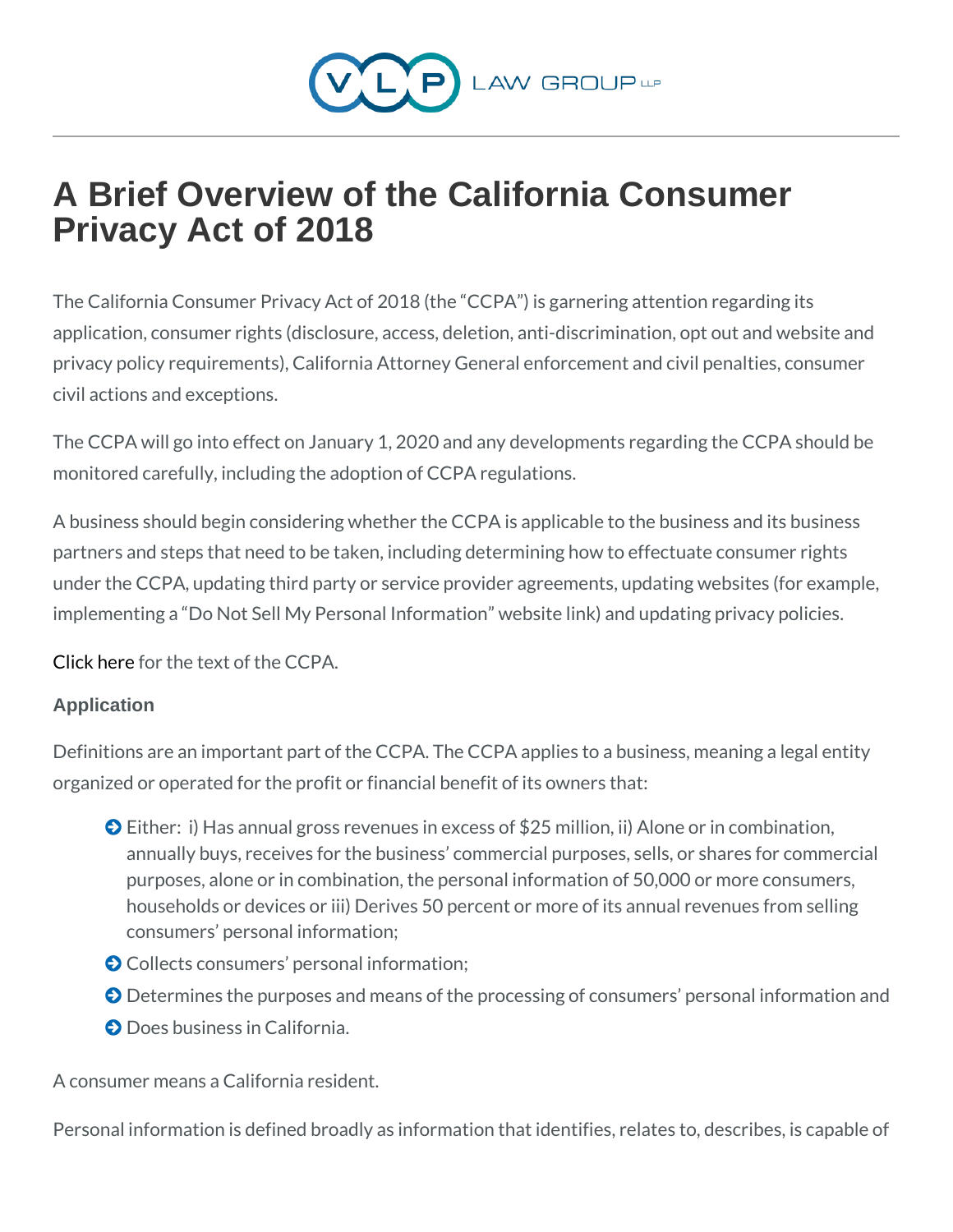# A Brief Overview of the California Consumer Privacy Act of 2018

The California Consumer Privacy Act of 2018 (the "CCPA") is garnering attention regarding its application, consumer rights (disclosure, access, deletion, anti-discrimination, opt out and website and privacy policy requirements), California Attorney General enforcement and civil penalties, consumer civil actions and exceptions.

The CCPA will go into effect on January 1, 2020 and any developments regarding the CCPA should be monitored carefully, including the adoption of CCPA regulations.

A business should begin considering whether the CCPA is applicable to the business and its business partners and steps that need to be taken, including determining how to effectuate consumer rights under the CCPA, updating third party or service provider agreements, updating websites (for example, implementing a "Do Not Sell My Personal Information" website link) and updating privacy policies.

Click here for the text of the CCPA.

### Application

Definitions are an important part of the CCPA. The CCPA applies to a business, meaning a legal entity organized or operated for the profit or financial benefit of its owners that:

- Either: i) Has annual gross revenues in excess of $25 million, ii) Alone or in combination, annually buys, receives for the business' commercial purposes, sells, or shares for commercial purposes, alone or in combination, the personal information of 50,000 or more consumers, households or devices or iii) Derives 50 percent or more of its annual revenues from selling consumers' personal information;
- Collects consumers' personal information;
- Determines the purposes and means of the processing of consumers' personal information and
- Does business in California.

A consumer means a California resident.

Personal information is defined broadly as information that identifies, relates to, describes, is capable of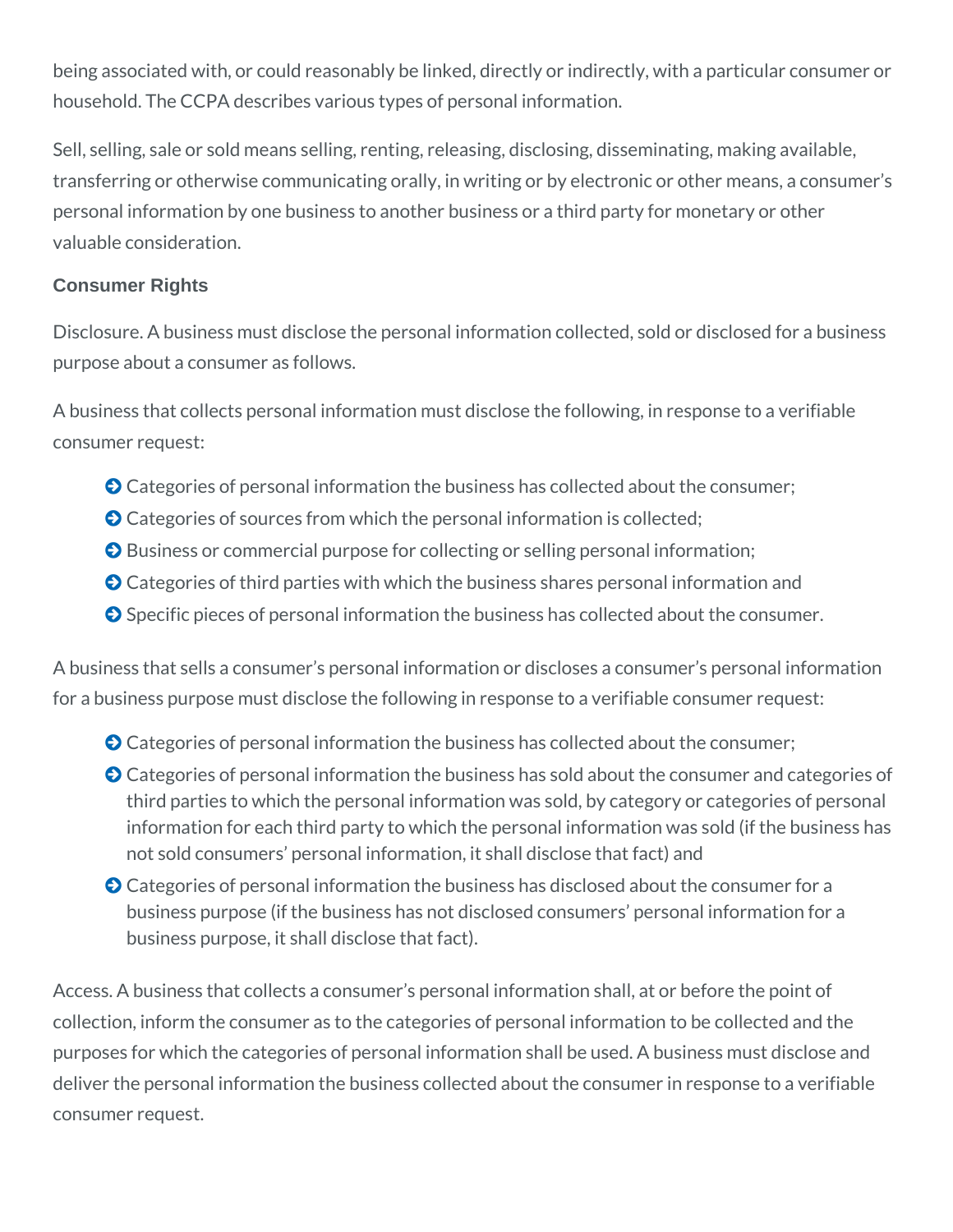being associated with, or could reasonably be linked, directly or indirectly, with a particular consumer or household. The CCPA describes various types of personal information.

Sell, selling, sale or sold means selling, renting, releasing, disclosing, disseminating, making available, transferring or otherwise communicating orally, in writing or by electronic or other means, a consumer's personal information by one business to another business or a third party for monetary or other valuable consideration.

### Consumer Rights

Disclosure. A business must disclose the personal information collected, sold or disclosed for a business purpose about a consumer as follows.

A business that collects personal information must disclose the following, in response to a verifiable consumer request:

- Categories of personal information the business has collected about the consumer;
- Categories of sources from which the personal information is collected;
- Business or commercial purpose for collecting or selling personal information;
- Categories of third parties with which the business shares personal information and
- Specific pieces of personal information the business has collected about the consumer.

A business that sells a consumer's personal information or discloses a consumer's personal information for a business purpose must disclose the following in response to a verifiable consumer request:

- Categories of personal information the business has collected about the consumer;
- Categories of personal information the business has sold about the consumer and categories of third parties to which the personal information was sold, by category or categories of personal information for each third party to which the personal information was sold (if the business has not sold consumers' personal information, it shall disclose that fact) and
- Categories of personal information the business has disclosed about the consumer for a business purpose (if the business has not disclosed consumers' personal information for a business purpose, it shall disclose that fact).

Access. A business that collects a consumer's personal information shall, at or before the point of collection, inform the consumer as to the categories of personal information to be collected and the purposes for which the categories of personal information shall be used. A business must disclose and deliver the personal information the business collected about the consumer in response to a verifiable consumer request.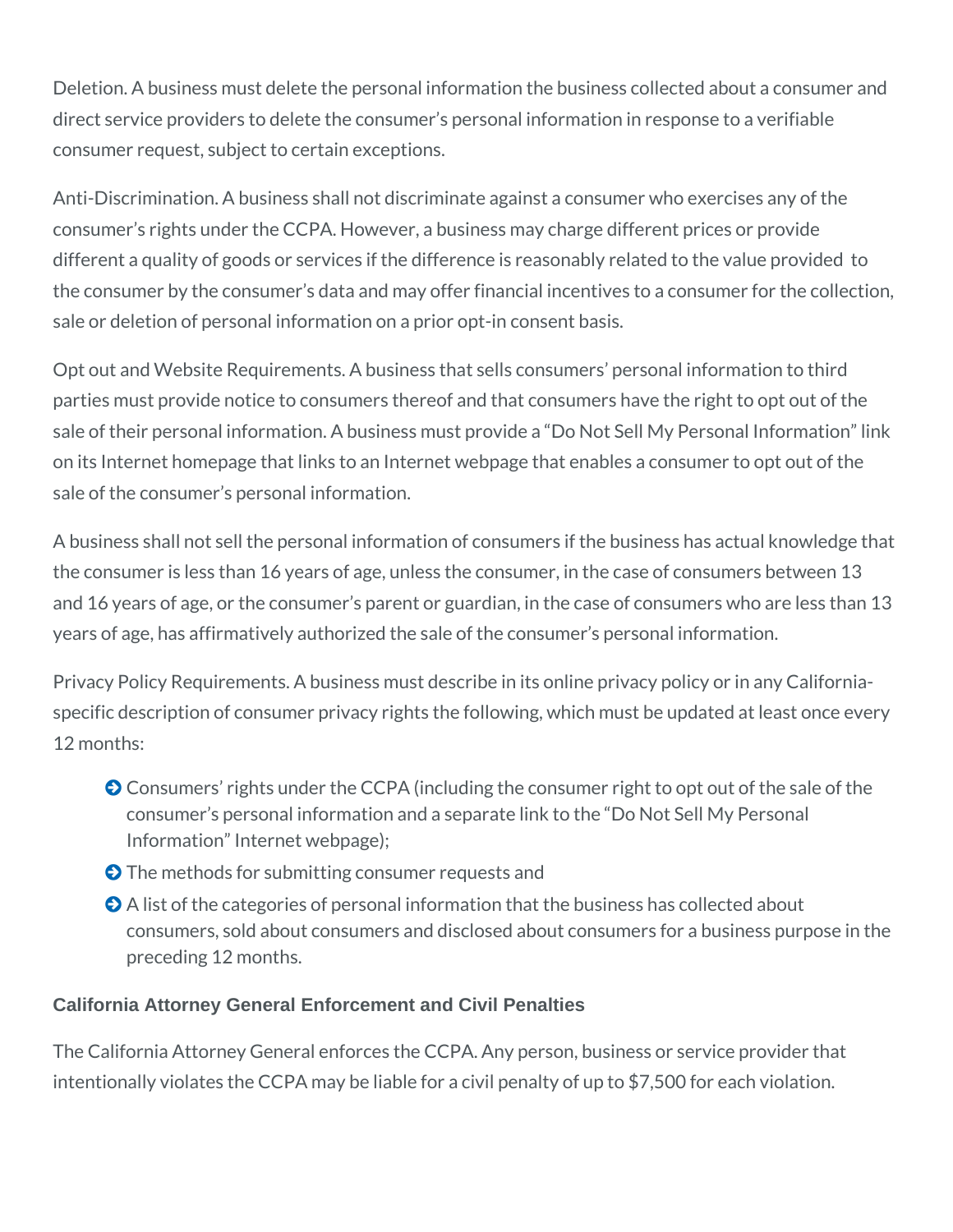Deletion. A business must delete the personal information the business collected about a consumer and direct service providers to delete the consumer's personal information in response to a verifiable consumer request, subject to certain exceptions.

Anti-Discrimination. A business shall not discriminate against a consumer who exercises any of the consumer's rights under the CCPA. However, a business may charge different prices or provide different a quality of goods or services if the difference is reasonably related to the value provided to the consumer by the consumer's data and may offer financial incentives to a consumer for the collection, sale or deletion of personal information on a prior opt-in consent basis.

Opt out and Website Requirements. A business that sells consumers' personal information to third parties must provide notice to consumers thereof and that consumers have the right to opt out of the sale of their personal information. A business must provide a "Do Not Sell My Personal Information" link on its Internet homepage that links to an Internet webpage that enables a consumer to opt out of the sale of the consumer's personal information.

A business shall not sell the personal information of consumers if the business has actual knowledge that the consumer is less than 16 years of age, unless the consumer, in the case of consumers between 13 and 16 years of age, or the consumer's parent or guardian, in the case of consumers who are less than 13 years of age, has affirmatively authorized the sale of the consumer's personal information.

Privacy Policy Requirements. A business must describe in its online privacy policy or in any California-specific description of consumer privacy rights the following, which must be updated at least once every 12 months:

- Consumers' rights under the CCPA (including the consumer right to opt out of the sale of the consumer's personal information and a separate link to the "Do Not Sell My Personal Information" Internet webpage);
- The methods for submitting consumer requests and
- A list of the categories of personal information that the business has collected about consumers, sold about consumers and disclosed about consumers for a business purpose in the preceding 12 months.

#### California Attorney General Enforcement and Civil Penalties

The California Attorney General enforces the CCPA. Any person, business or service provider that intentionally violates the CCPA may be liable for a civil penalty of up to $7,500 for each violation.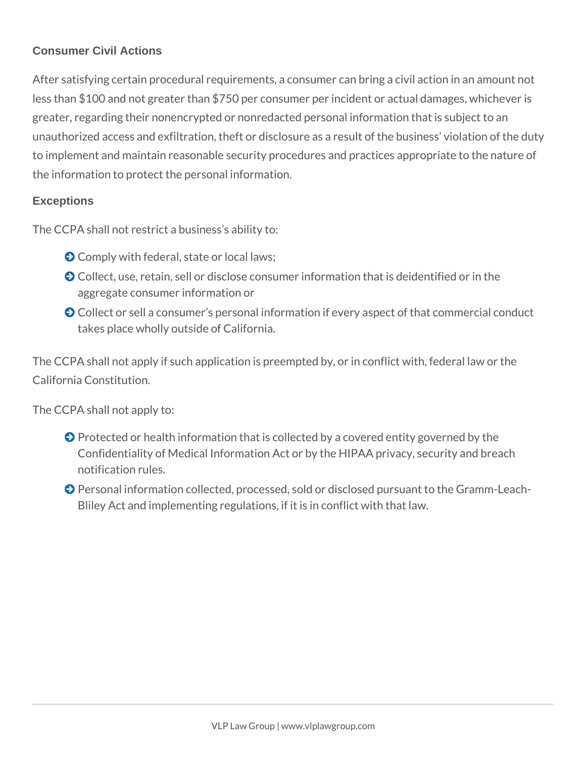### Consumer Civil Actions

After satisfying certain procedural requirements, a consumer can bring a civil action in an amount not less than $100 and not greater than $750 per consumer per incident or actual damages, whichever is greater, regarding their nonencrypted or nonredacted personal information that is subject to an unauthorized access and exfiltration, theft or disclosure as a result of the business' violation of the duty to implement and maintain reasonable security procedures and practices appropriate to the nature of the information to protect the personal information.

### Exceptions

The CCPA shall not restrict a business's ability to:

- Comply with federal, state or local laws;
- Collect, use, retain, sell or disclose consumer information that is deidentified or in the aggregate consumer information or
- Collect or sell a consumer's personal information if every aspect of that commercial conduct takes place wholly outside of California.

The CCPA shall not apply if such application is preempted by, or in conflict with, federal law or the California Constitution.

The CCPA shall not apply to:

- Protected or health information that is collected by a covered entity governed by the Confidentiality of Medical Information Act or by the HIPAA privacy, security and breach notification rules.
- Personal information collected, processed, sold or disclosed pursuant to the Gramm-Leach-Bliley Act and implementing regulations, if it is in conflict with that law.